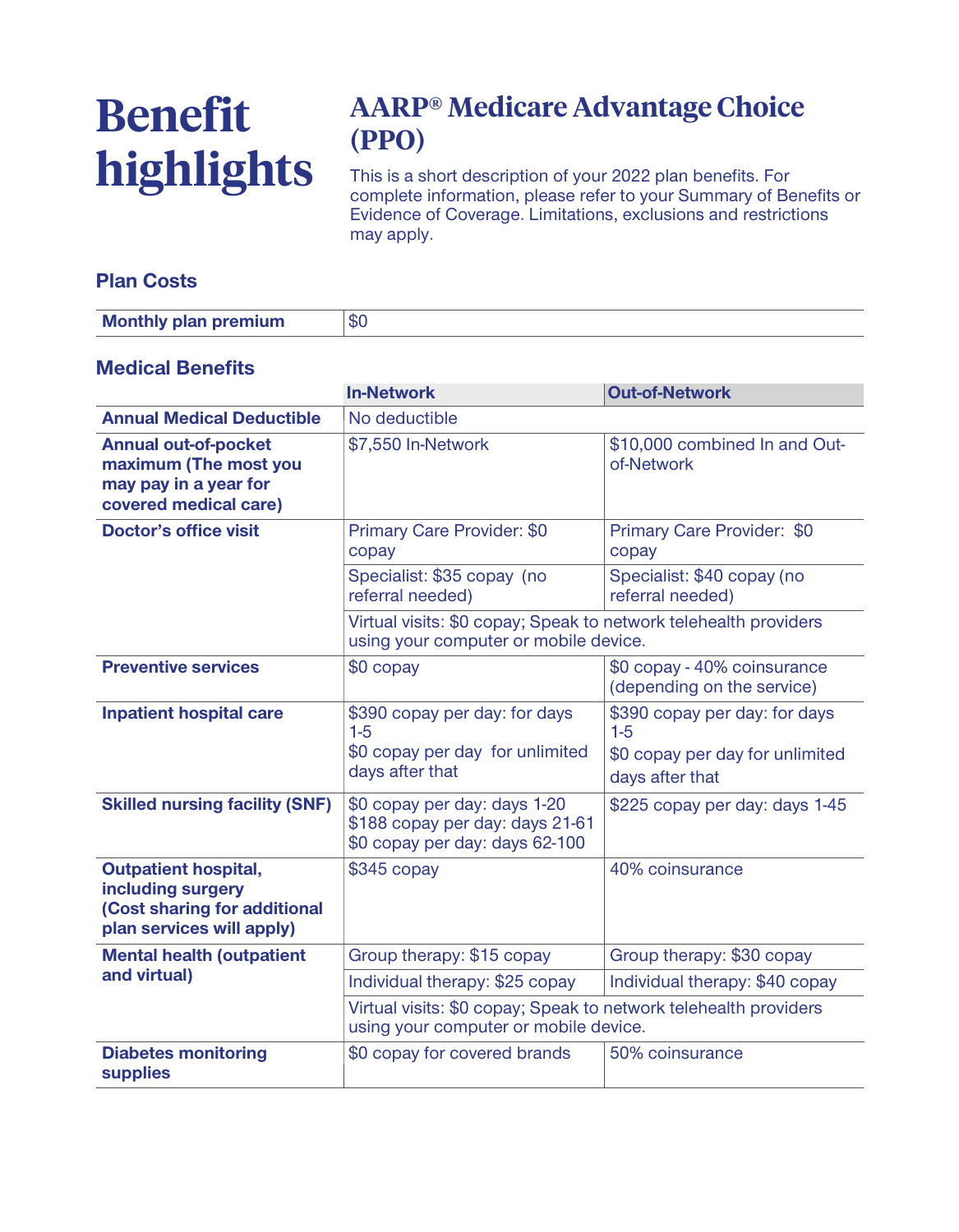# Benefit highlights

## AARP® Medicare Advantage Choice (PPO)

This is a short description of your 2022 plan benefits. For complete information, please refer to your Summary of Benefits or Evidence of Coverage. Limitations, exclusions and restrictions may apply.

### Plan Costs

| | |
|---|---|
| **Monthly plan premium** | $0 |

### Medical Benefits

| | In-Network | Out-of-Network |
|---|---|---|
| **Annual Medical Deductible** | No deductible | |
| **Annual out-of-pocket maximum (The most you may pay in a year for covered medical care)** | $7,550 In-Network | $10,000 combined In and Out-of-Network |
| **Doctor's office visit** | Primary Care Provider: $0 copay | Primary Care Provider: $0 copay |
| | Specialist: $35 copay (no referral needed) | Specialist: $40 copay (no referral needed) |
| | Virtual visits: $0 copay; Speak to network telehealth providers using your computer or mobile device. | |
| **Preventive services** | $0 copay | $0 copay - 40% coinsurance (depending on the service) |
| **Inpatient hospital care** | $390 copay per day: for days 1-5<br>$0 copay per day for unlimited days after that | $390 copay per day: for days 1-5<br>$0 copay per day for unlimited days after that |
| **Skilled nursing facility (SNF)** | $0 copay per day: days 1-20<br>$188 copay per day: days 21-61<br>$0 copay per day: days 62-100 | $225 copay per day: days 1-45 |
| **Outpatient hospital, including surgery (Cost sharing for additional plan services will apply)** | $345 copay | 40% coinsurance |
| **Mental health (outpatient and virtual)** | Group therapy: $15 copay | Group therapy: $30 copay |
| | Individual therapy: $25 copay | Individual therapy: $40 copay |
| | Virtual visits: $0 copay; Speak to network telehealth providers using your computer or mobile device. | |
| **Diabetes monitoring supplies** | $0 copay for covered brands | 50% coinsurance |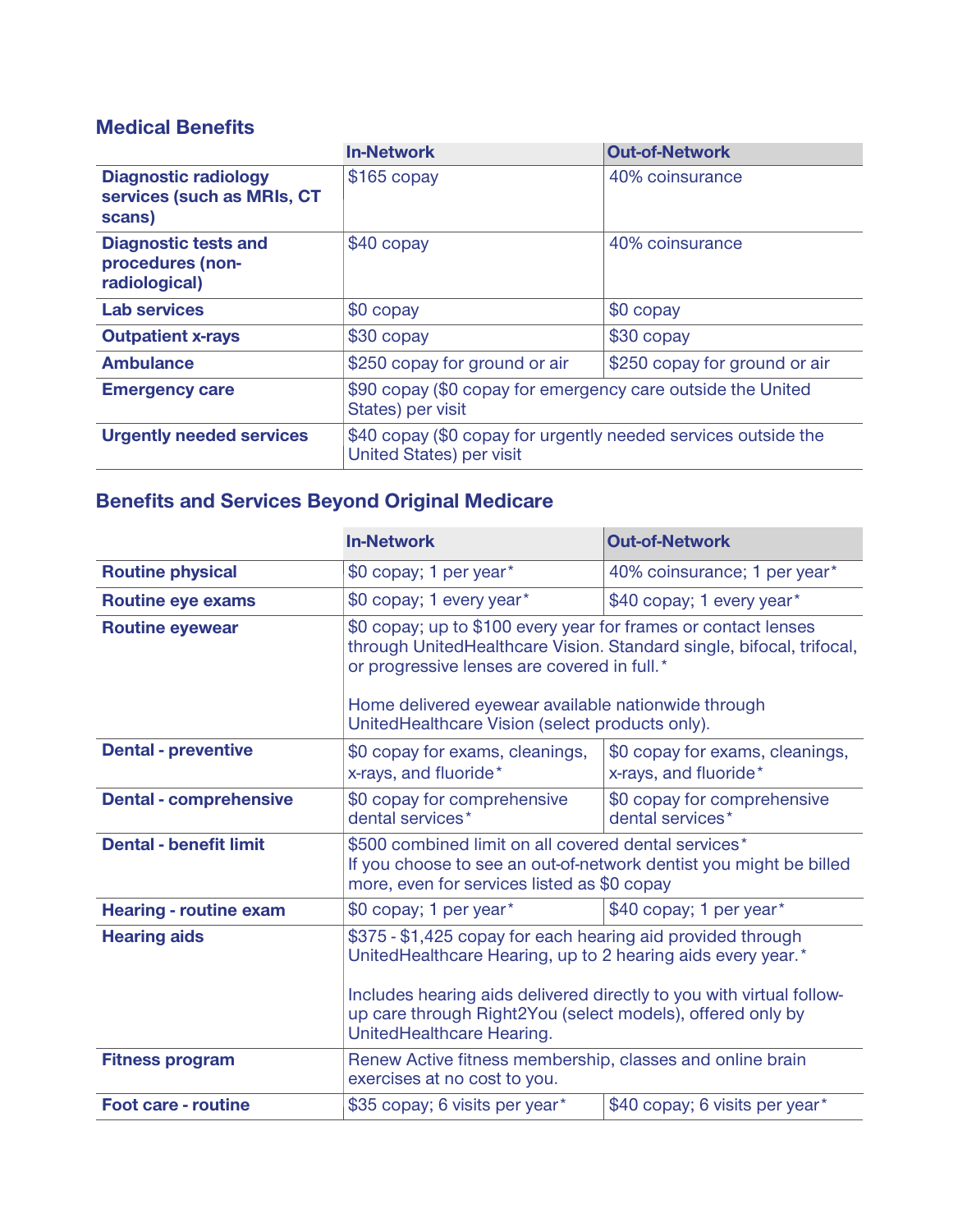## Medical Benefits

| | In-Network | Out-of-Network |
|---|---|---|
| **Diagnostic radiology services (such as MRIs, CT scans)** | $165 copay | 40% coinsurance |
| **Diagnostic tests and procedures (non-radiological)** | $40 copay | 40% coinsurance |
| **Lab services** | $0 copay | $0 copay |
| **Outpatient x-rays** | $30 copay | $30 copay |
| **Ambulance** | $250 copay for ground or air | $250 copay for ground or air |
| **Emergency care** | $90 copay ($0 copay for emergency care outside the United States) per visit | |
| **Urgently needed services** | $40 copay ($0 copay for urgently needed services outside the United States) per visit | |

## Benefits and Services Beyond Original Medicare

| | In-Network | Out-of-Network |
|---|---|---|
| **Routine physical** | $0 copay; 1 per year* | 40% coinsurance; 1 per year* |
| **Routine eye exams** | $0 copay; 1 every year* | $40 copay; 1 every year* |
| **Routine eyewear** | $0 copay; up to $100 every year for frames or contact lenses through UnitedHealthcare Vision. Standard single, bifocal, trifocal, or progressive lenses are covered in full.*<br><br>Home delivered eyewear available nationwide through UnitedHealthcare Vision (select products only). | |
| **Dental - preventive** | $0 copay for exams, cleanings, x-rays, and fluoride* | $0 copay for exams, cleanings, x-rays, and fluoride* |
| **Dental - comprehensive** | $0 copay for comprehensive dental services* | $0 copay for comprehensive dental services* |
| **Dental - benefit limit** | $500 combined limit on all covered dental services*<br>If you choose to see an out-of-network dentist you might be billed more, even for services listed as $0 copay | |
| **Hearing - routine exam** | $0 copay; 1 per year* | $40 copay; 1 per year* |
| **Hearing aids** | $375 - $1,425 copay for each hearing aid provided through UnitedHealthcare Hearing, up to 2 hearing aids every year.*<br><br>Includes hearing aids delivered directly to you with virtual follow-up care through Right2You (select models), offered only by UnitedHealthcare Hearing. | |
| **Fitness program** | Renew Active fitness membership, classes and online brain exercises at no cost to you. | |
| **Foot care - routine** | $35 copay; 6 visits per year* | $40 copay; 6 visits per year* |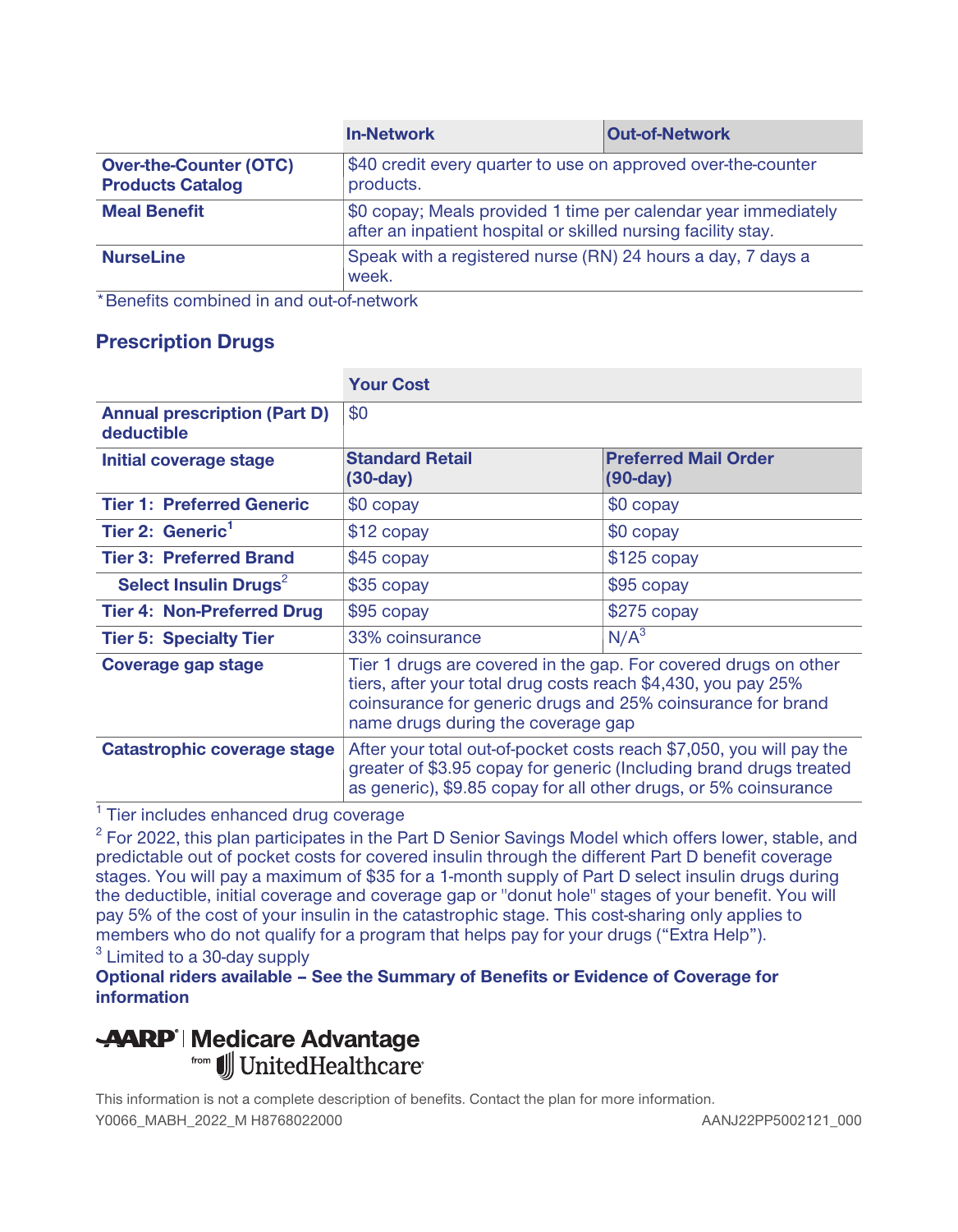| | In-Network | Out-of-Network |
|---|---|---|
| **Over-the-Counter (OTC) Products Catalog** | $40 credit every quarter to use on approved over-the-counter products. | |
| **Meal Benefit** | $0 copay; Meals provided 1 time per calendar year immediately after an inpatient hospital or skilled nursing facility stay. | |
| **NurseLine** | Speak with a registered nurse (RN) 24 hours a day, 7 days a week. | |

*Benefits combined in and out-of-network

## Prescription Drugs

| | Your Cost | |
|---|---|---|
| **Annual prescription (Part D) deductible** | $0 | |
| **Initial coverage stage** | **Standard Retail (30-day)** | **Preferred Mail Order (90-day)** |
| **Tier 1: Preferred Generic** | $0 copay | $0 copay |
| **Tier 2: Generic**[1] | $12 copay | $0 copay |
| **Tier 3: Preferred Brand** | $45 copay | $125 copay |
| **Select Insulin Drugs**[2] | $35 copay | $95 copay |
| **Tier 4: Non-Preferred Drug** | $95 copay | $275 copay |
| **Tier 5: Specialty Tier** | 33% coinsurance | N/A[3] |
| **Coverage gap stage** | Tier 1 drugs are covered in the gap. For covered drugs on other tiers, after your total drug costs reach $4,430, you pay 25% coinsurance for generic drugs and 25% coinsurance for brand name drugs during the coverage gap | |
| **Catastrophic coverage stage** | After your total out-of-pocket costs reach $7,050, you will pay the greater of $3.95 copay for generic (Including brand drugs treated as generic), $9.85 copay for all other drugs, or 5% coinsurance | |

[1] Tier includes enhanced drug coverage

[2] For 2022, this plan participates in the Part D Senior Savings Model which offers lower, stable, and predictable out of pocket costs for covered insulin through the different Part D benefit coverage stages. You will pay a maximum of $35 for a 1-month supply of Part D select insulin drugs during the deductible, initial coverage and coverage gap or "donut hole" stages of your benefit. You will pay 5% of the cost of your insulin in the catastrophic stage. This cost-sharing only applies to members who do not qualify for a program that helps pay for your drugs ("Extra Help").

[3] Limited to a 30-day supply

**Optional riders available – See the Summary of Benefits or Evidence of Coverage for information**

AARP | Medicare Advantage from UnitedHealthcare

This information is not a complete description of benefits. Contact the plan for more information.

Y0066_MABH_2022_M H8768022000 AANJ22PP5002121_000